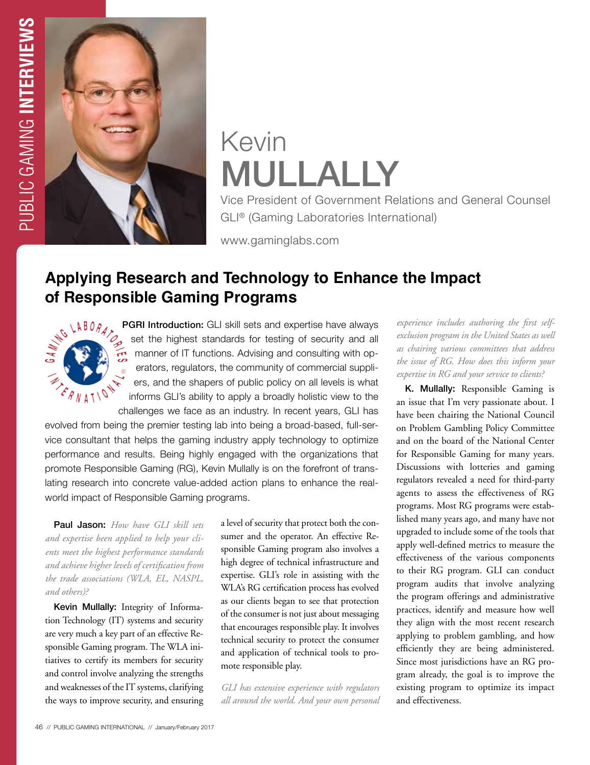# Kevin MULLALLY

Vice President of Government Relations and General Counsel
GLI® (Gaming Laboratories International)

www.gaminglabs.com

## Applying Research and Technology to Enhance the Impact of Responsible Gaming Programs

**PGRI Introduction:** GLI skill sets and expertise have always set the highest standards for testing of security and all manner of IT functions. Advising and consulting with operators, regulators, the community of commercial suppliers, and the shapers of public policy on all levels is what informs GLI's ability to apply a broadly holistic view to the challenges we face as an industry. In recent years, GLI has evolved from being the premier testing lab into being a broad-based, full-service consultant that helps the gaming industry apply technology to optimize performance and results. Being highly engaged with the organizations that promote Responsible Gaming (RG), Kevin Mullally is on the forefront of translating research into concrete value-added action plans to enhance the real-world impact of Responsible Gaming programs.

**Paul Jason:** *How have GLI skill sets and expertise been applied to help your clients meet the highest performance standards and achieve higher levels of certification from the trade associations (WLA, EL, NASPL, and others)?*

**Kevin Mullally:** Integrity of Information Technology (IT) systems and security are very much a key part of an effective Responsible Gaming program. The WLA initiatives to certify its members for security and control involve analyzing the strengths and weaknesses of the IT systems, clarifying the ways to improve security, and ensuring a level of security that protect both the consumer and the operator. An effective Responsible Gaming program also involves a high degree of technical infrastructure and expertise. GLI's role in assisting with the WLA's RG certification process has evolved as our clients began to see that protection of the consumer is not just about messaging that encourages responsible play. It involves technical security to protect the consumer and application of technical tools to promote responsible play.

*GLI has extensive experience with regulators all around the world. And your own personal experience includes authoring the first self-exclusion program in the United States as well as chairing various committees that address the issue of RG. How does this inform your expertise in RG and your service to clients?*

**K. Mullally:** Responsible Gaming is an issue that I'm very passionate about. I have been chairing the National Council on Problem Gambling Policy Committee and on the board of the National Center for Responsible Gaming for many years. Discussions with lotteries and gaming regulators revealed a need for third-party agents to assess the effectiveness of RG programs. Most RG programs were established many years ago, and many have not upgraded to include some of the tools that apply well-defined metrics to measure the effectiveness of the various components to their RG program. GLI can conduct program audits that involve analyzing the program offerings and administrative practices, identify and measure how well they align with the most recent research applying to problem gambling, and how efficiently they are being administered. Since most jurisdictions have an RG program already, the goal is to improve the existing program to optimize its impact and effectiveness.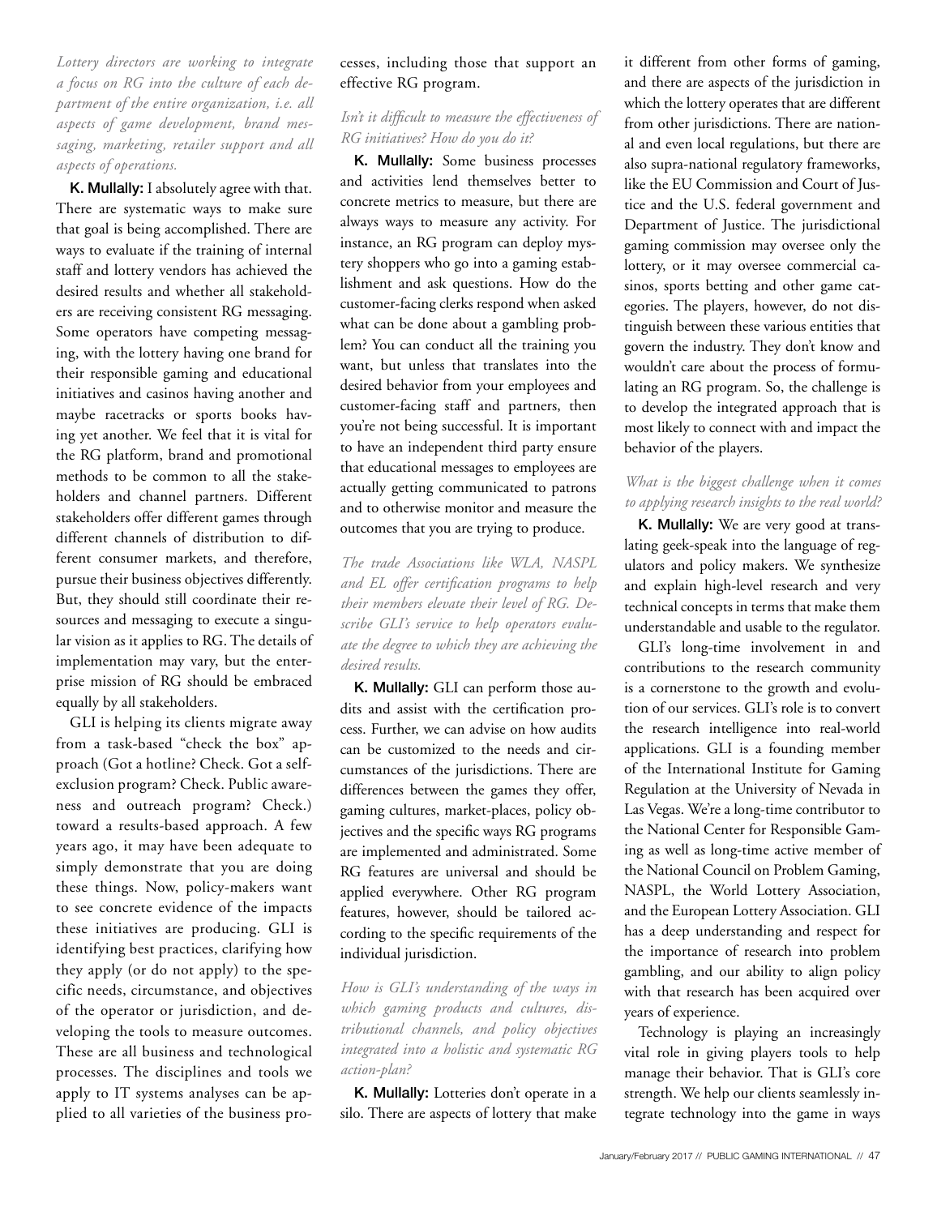*Lottery directors are working to integrate a focus on RG into the culture of each department of the entire organization, i.e. all aspects of game development, brand messaging, marketing, retailer support and all aspects of operations.*

**K. Mullally:** I absolutely agree with that. There are systematic ways to make sure that goal is being accomplished. There are ways to evaluate if the training of internal staff and lottery vendors has achieved the desired results and whether all stakeholders are receiving consistent RG messaging. Some operators have competing messaging, with the lottery having one brand for their responsible gaming and educational initiatives and casinos having another and maybe racetracks or sports books having yet another. We feel that it is vital for the RG platform, brand and promotional methods to be common to all the stakeholders and channel partners. Different stakeholders offer different games through different channels of distribution to different consumer markets, and therefore, pursue their business objectives differently. But, they should still coordinate their resources and messaging to execute a singular vision as it applies to RG. The details of implementation may vary, but the enterprise mission of RG should be embraced equally by all stakeholders.

GLI is helping its clients migrate away from a task-based "check the box" approach (Got a hotline? Check. Got a self-exclusion program? Check. Public awareness and outreach program? Check.) toward a results-based approach. A few years ago, it may have been adequate to simply demonstrate that you are doing these things. Now, policy-makers want to see concrete evidence of the impacts these initiatives are producing. GLI is identifying best practices, clarifying how they apply (or do not apply) to the specific needs, circumstance, and objectives of the operator or jurisdiction, and developing the tools to measure outcomes. These are all business and technological processes. The disciplines and tools we apply to IT systems analyses can be applied to all varieties of the business processes, including those that support an effective RG program.

*Isn't it difficult to measure the effectiveness of RG initiatives? How do you do it?*

**K. Mullally:** Some business processes and activities lend themselves better to concrete metrics to measure, but there are always ways to measure any activity. For instance, an RG program can deploy mystery shoppers who go into a gaming establishment and ask questions. How do the customer-facing clerks respond when asked what can be done about a gambling problem? You can conduct all the training you want, but unless that translates into the desired behavior from your employees and customer-facing staff and partners, then you're not being successful. It is important to have an independent third party ensure that educational messages to employees are actually getting communicated to patrons and to otherwise monitor and measure the outcomes that you are trying to produce.

*The trade Associations like WLA, NASPL and EL offer certification programs to help their members elevate their level of RG. Describe GLI's service to help operators evaluate the degree to which they are achieving the desired results.*

**K. Mullally:** GLI can perform those audits and assist with the certification process. Further, we can advise on how audits can be customized to the needs and circumstances of the jurisdictions. There are differences between the games they offer, gaming cultures, market-places, policy objectives and the specific ways RG programs are implemented and administrated. Some RG features are universal and should be applied everywhere. Other RG program features, however, should be tailored according to the specific requirements of the individual jurisdiction.

*How is GLI's understanding of the ways in which gaming products and cultures, distributional channels, and policy objectives integrated into a holistic and systematic RG action-plan?*

**K. Mullally:** Lotteries don't operate in a silo. There are aspects of lottery that make it different from other forms of gaming, and there are aspects of the jurisdiction in which the lottery operates that are different from other jurisdictions. There are national and even local regulations, but there are also supra-national regulatory frameworks, like the EU Commission and Court of Justice and the U.S. federal government and Department of Justice. The jurisdictional gaming commission may oversee only the lottery, or it may oversee commercial casinos, sports betting and other game categories. The players, however, do not distinguish between these various entities that govern the industry. They don't know and wouldn't care about the process of formulating an RG program. So, the challenge is to develop the integrated approach that is most likely to connect with and impact the behavior of the players.

*What is the biggest challenge when it comes to applying research insights to the real world?*

**K. Mullally:** We are very good at translating geek-speak into the language of regulators and policy makers. We synthesize and explain high-level research and very technical concepts in terms that make them understandable and usable to the regulator.

GLI's long-time involvement in and contributions to the research community is a cornerstone to the growth and evolution of our services. GLI's role is to convert the research intelligence into real-world applications. GLI is a founding member of the International Institute for Gaming Regulation at the University of Nevada in Las Vegas. We're a long-time contributor to the National Center for Responsible Gaming as well as long-time active member of the National Council on Problem Gaming, NASPL, the World Lottery Association, and the European Lottery Association. GLI has a deep understanding and respect for the importance of research into problem gambling, and our ability to align policy with that research has been acquired over years of experience.

Technology is playing an increasingly vital role in giving players tools to help manage their behavior. That is GLI's core strength. We help our clients seamlessly integrate technology into the game in ways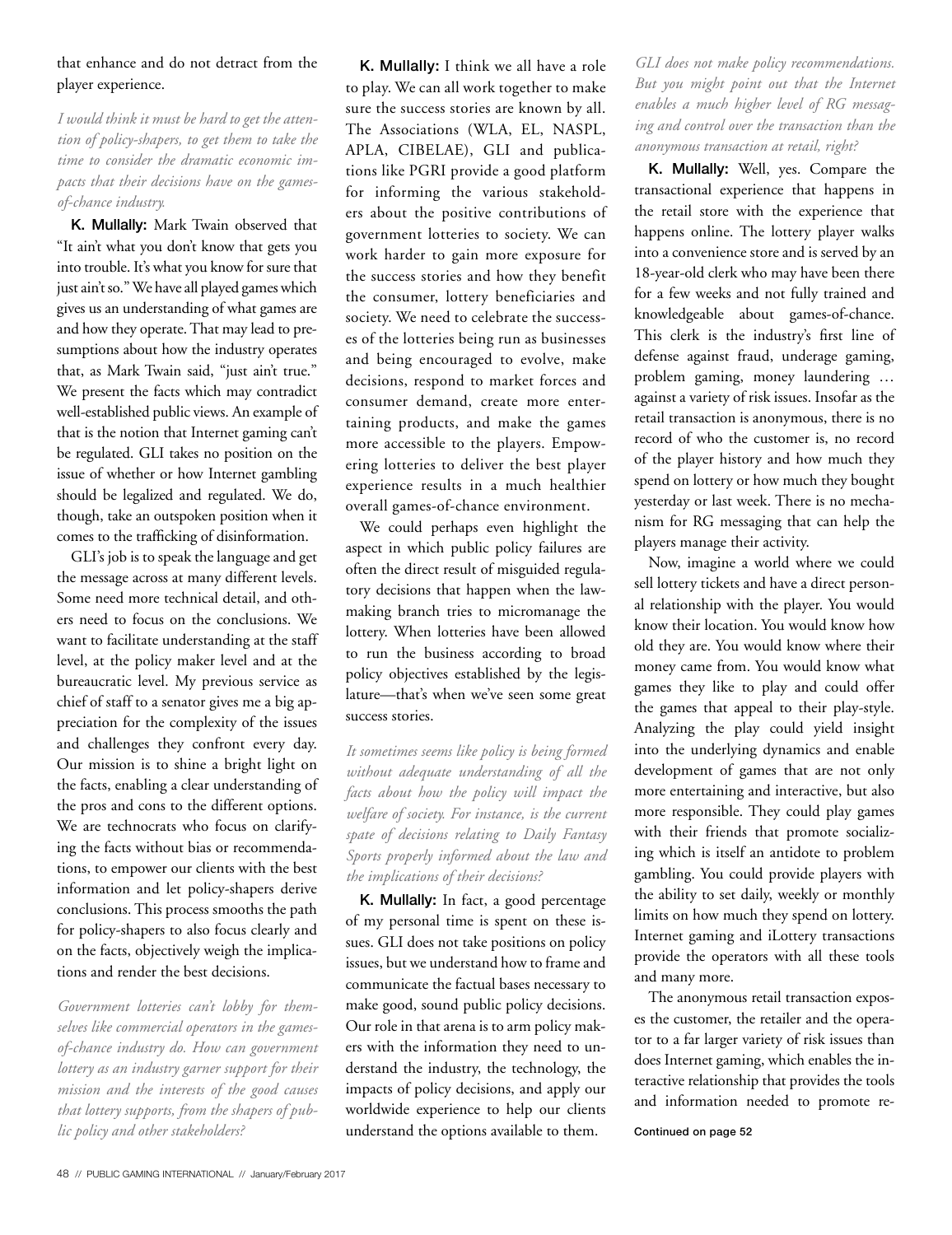that enhance and do not detract from the player experience.

*I would think it must be hard to get the attention of policy-shapers, to get them to take the time to consider the dramatic economic impacts that their decisions have on the games-of-chance industry.*

**K. Mullally:** Mark Twain observed that "It ain't what you don't know that gets you into trouble. It's what you know for sure that just ain't so." We have all played games which gives us an understanding of what games are and how they operate. That may lead to presumptions about how the industry operates that, as Mark Twain said, "just ain't true." We present the facts which may contradict well-established public views. An example of that is the notion that Internet gaming can't be regulated. GLI takes no position on the issue of whether or how Internet gambling should be legalized and regulated. We do, though, take an outspoken position when it comes to the trafficking of disinformation.

GLI's job is to speak the language and get the message across at many different levels. Some need more technical detail, and others need to focus on the conclusions. We want to facilitate understanding at the staff level, at the policy maker level and at the bureaucratic level. My previous service as chief of staff to a senator gives me a big appreciation for the complexity of the issues and challenges they confront every day. Our mission is to shine a bright light on the facts, enabling a clear understanding of the pros and cons to the different options. We are technocrats who focus on clarifying the facts without bias or recommendations, to empower our clients with the best information and let policy-shapers derive conclusions. This process smooths the path for policy-shapers to also focus clearly and on the facts, objectively weigh the implications and render the best decisions.

*Government lotteries can't lobby for themselves like commercial operators in the games-of-chance industry do. How can government lottery as an industry garner support for their mission and the interests of the good causes that lottery supports, from the shapers of public policy and other stakeholders?*

**K. Mullally:** I think we all have a role to play. We can all work together to make sure the success stories are known by all. The Associations (WLA, EL, NASPL, APLA, CIBELAE), GLI and publications like PGRI provide a good platform for informing the various stakeholders about the positive contributions of government lotteries to society. We can work harder to gain more exposure for the success stories and how they benefit the consumer, lottery beneficiaries and society. We need to celebrate the successes of the lotteries being run as businesses and being encouraged to evolve, make decisions, respond to market forces and consumer demand, create more entertaining products, and make the games more accessible to the players. Empowering lotteries to deliver the best player experience results in a much healthier overall games-of-chance environment.

We could perhaps even highlight the aspect in which public policy failures are often the direct result of misguided regulatory decisions that happen when the lawmaking branch tries to micromanage the lottery. When lotteries have been allowed to run the business according to broad policy objectives established by the legislature—that's when we've seen some great success stories.

*It sometimes seems like policy is being formed without adequate understanding of all the facts about how the policy will impact the welfare of society. For instance, is the current spate of decisions relating to Daily Fantasy Sports properly informed about the law and the implications of their decisions?*

**K. Mullally:** In fact, a good percentage of my personal time is spent on these issues. GLI does not take positions on policy issues, but we understand how to frame and communicate the factual bases necessary to make good, sound public policy decisions. Our role in that arena is to arm policy makers with the information they need to understand the industry, the technology, the impacts of policy decisions, and apply our worldwide experience to help our clients understand the options available to them.

*GLI does not make policy recommendations. But you might point out that the Internet enables a much higher level of RG messaging and control over the transaction than the anonymous transaction at retail, right?*

**K. Mullally:** Well, yes. Compare the transactional experience that happens in the retail store with the experience that happens online. The lottery player walks into a convenience store and is served by an 18-year-old clerk who may have been there for a few weeks and not fully trained and knowledgeable about games-of-chance. This clerk is the industry's first line of defense against fraud, underage gaming, problem gaming, money laundering … against a variety of risk issues. Insofar as the retail transaction is anonymous, there is no record of who the customer is, no record of the player history and how much they spend on lottery or how much they bought yesterday or last week. There is no mechanism for RG messaging that can help the players manage their activity.

Now, imagine a world where we could sell lottery tickets and have a direct personal relationship with the player. You would know their location. You would know how old they are. You would know where their money came from. You would know what games they like to play and could offer the games that appeal to their play-style. Analyzing the play could yield insight into the underlying dynamics and enable development of games that are not only more entertaining and interactive, but also more responsible. They could play games with their friends that promote socializing which is itself an antidote to problem gambling. You could provide players with the ability to set daily, weekly or monthly limits on how much they spend on lottery. Internet gaming and iLottery transactions provide the operators with all these tools and many more.

The anonymous retail transaction exposes the customer, the retailer and the operator to a far larger variety of risk issues than does Internet gaming, which enables the interactive relationship that provides the tools and information needed to promote re-

Continued on page 52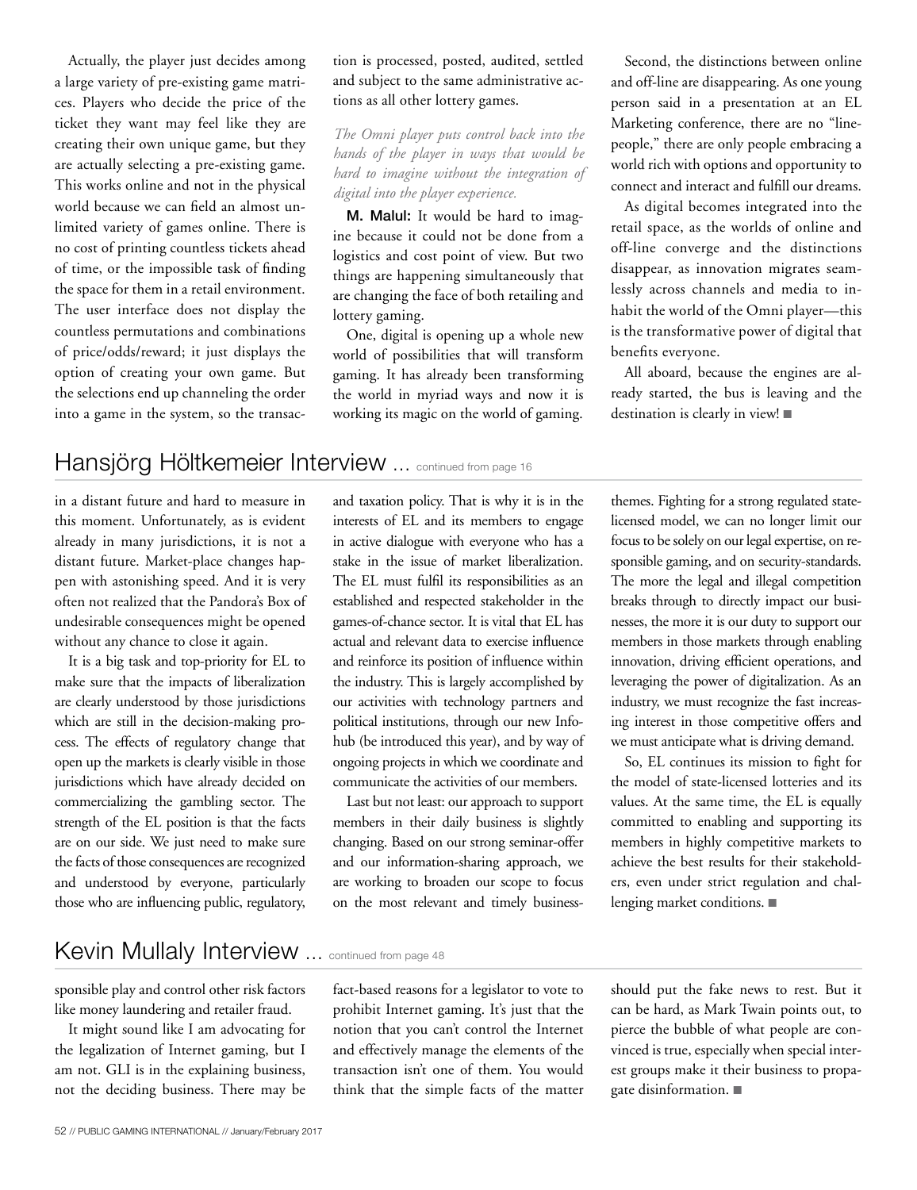Actually, the player just decides among a large variety of pre-existing game matrices. Players who decide the price of the ticket they want may feel like they are creating their own unique game, but they are actually selecting a pre-existing game. This works online and not in the physical world because we can field an almost unlimited variety of games online. There is no cost of printing countless tickets ahead of time, or the impossible task of finding the space for them in a retail environment. The user interface does not display the countless permutations and combinations of price/odds/reward; it just displays the option of creating your own game. But the selections end up channeling the order into a game in the system, so the transaction is processed, posted, audited, settled and subject to the same administrative actions as all other lottery games.

*The Omni player puts control back into the hands of the player in ways that would be hard to imagine without the integration of digital into the player experience.*

**M. Malul:** It would be hard to imagine because it could not be done from a logistics and cost point of view. But two things are happening simultaneously that are changing the face of both retailing and lottery gaming.

One, digital is opening up a whole new world of possibilities that will transform gaming. It has already been transforming the world in myriad ways and now it is working its magic on the world of gaming.

Second, the distinctions between online and off-line are disappearing. As one young person said in a presentation at an EL Marketing conference, there are no "line-people," there are only people embracing a world rich with options and opportunity to connect and interact and fulfill our dreams.

As digital becomes integrated into the retail space, as the worlds of online and off-line converge and the distinctions disappear, as innovation migrates seamlessly across channels and media to inhabit the world of the Omni player—this is the transformative power of digital that benefits everyone.

All aboard, because the engines are already started, the bus is leaving and the destination is clearly in view! ■

## Hansjörg Höltkemeier Interview ... continued from page 16

in a distant future and hard to measure in this moment. Unfortunately, as is evident already in many jurisdictions, it is not a distant future. Market-place changes happen with astonishing speed. And it is very often not realized that the Pandora's Box of undesirable consequences might be opened without any chance to close it again.

It is a big task and top-priority for EL to make sure that the impacts of liberalization are clearly understood by those jurisdictions which are still in the decision-making process. The effects of regulatory change that open up the markets is clearly visible in those jurisdictions which have already decided on commercializing the gambling sector. The strength of the EL position is that the facts are on our side. We just need to make sure the facts of those consequences are recognized and understood by everyone, particularly those who are influencing public, regulatory, and taxation policy. That is why it is in the interests of EL and its members to engage in active dialogue with everyone who has a stake in the issue of market liberalization. The EL must fulfil its responsibilities as an established and respected stakeholder in the games-of-chance sector. It is vital that EL has actual and relevant data to exercise influence and reinforce its position of influence within the industry. This is largely accomplished by our activities with technology partners and political institutions, through our new Info-hub (be introduced this year), and by way of ongoing projects in which we coordinate and communicate the activities of our members.

Last but not least: our approach to support members in their daily business is slightly changing. Based on our strong seminar-offer and our information-sharing approach, we are working to broaden our scope to focus on the most relevant and timely business-themes. Fighting for a strong regulated state-licensed model, we can no longer limit our focus to be solely on our legal expertise, on responsible gaming, and on security-standards. The more the legal and illegal competition breaks through to directly impact our businesses, the more it is our duty to support our members in those markets through enabling innovation, driving efficient operations, and leveraging the power of digitalization. As an industry, we must recognize the fast increasing interest in those competitive offers and we must anticipate what is driving demand.

So, EL continues its mission to fight for the model of state-licensed lotteries and its values. At the same time, the EL is equally committed to enabling and supporting its members in highly competitive markets to achieve the best results for their stakeholders, even under strict regulation and challenging market conditions. ■

## Kevin Mullaly Interview ... continued from page 48

sponsible play and control other risk factors like money laundering and retailer fraud.

It might sound like I am advocating for the legalization of Internet gaming, but I am not. GLI is in the explaining business, not the deciding business. There may be fact-based reasons for a legislator to vote to prohibit Internet gaming. It's just that the notion that you can't control the Internet and effectively manage the elements of the transaction isn't one of them. You would think that the simple facts of the matter should put the fake news to rest. But it can be hard, as Mark Twain points out, to pierce the bubble of what people are convinced is true, especially when special interest groups make it their business to propagate disinformation. ■